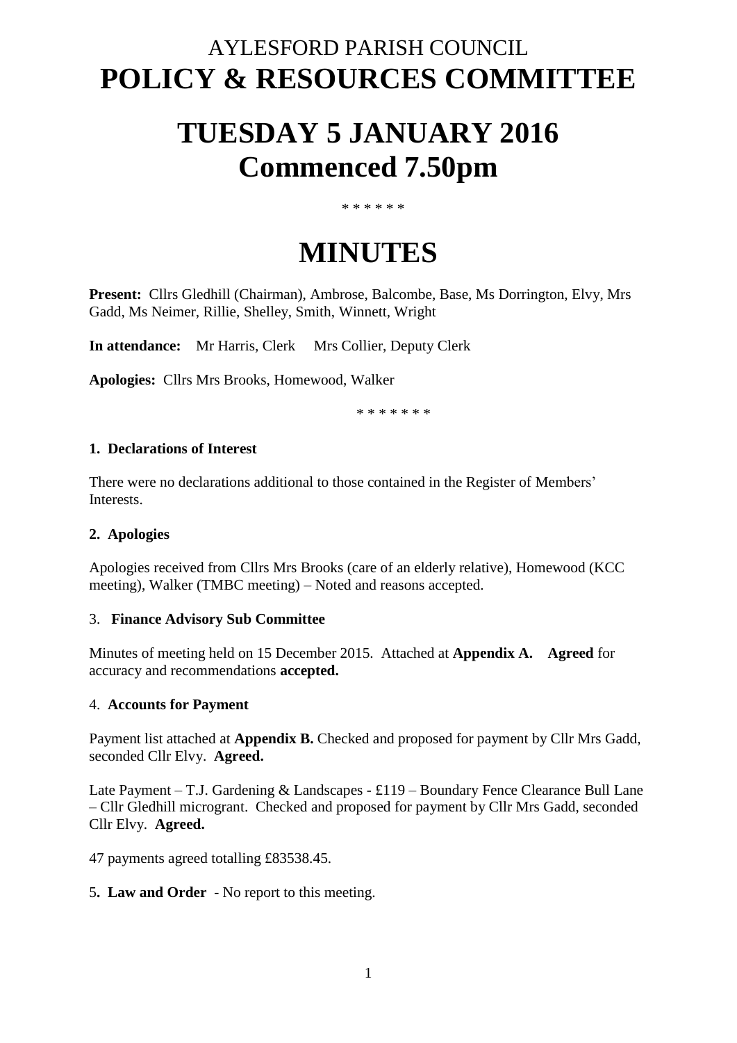# AYLESFORD PARISH COUNCIL
# POLICY & RESOURCES COMMITTEE

# TUESDAY 5 JANUARY 2016
# Commenced 7.50pm

\* \* \* \* \* \*

# MINUTES

**Present:** Cllrs Gledhill (Chairman), Ambrose, Balcombe, Base, Ms Dorrington, Elvy, Mrs Gadd, Ms Neimer, Rillie, Shelley, Smith, Winnett, Wright

**In attendance:** Mr Harris, Clerk Mrs Collier, Deputy Clerk

**Apologies:** Cllrs Mrs Brooks, Homewood, Walker

\* \* \* \* \* \* \*

**1. Declarations of Interest**

There were no declarations additional to those contained in the Register of Members' Interests.

**2. Apologies**

Apologies received from Cllrs Mrs Brooks (care of an elderly relative), Homewood (KCC meeting), Walker (TMBC meeting) – Noted and reasons accepted.

3. **Finance Advisory Sub Committee**

Minutes of meeting held on 15 December 2015. Attached at **Appendix A.** **Agreed** for accuracy and recommendations **accepted.**

4. **Accounts for Payment**

Payment list attached at **Appendix B.** Checked and proposed for payment by Cllr Mrs Gadd, seconded Cllr Elvy. **Agreed.**

Late Payment – T.J. Gardening & Landscapes - £119 – Boundary Fence Clearance Bull Lane – Cllr Gledhill microgrant. Checked and proposed for payment by Cllr Mrs Gadd, seconded Cllr Elvy. **Agreed.**

47 payments agreed totalling £83538.45.

5**. Law and Order** - No report to this meeting.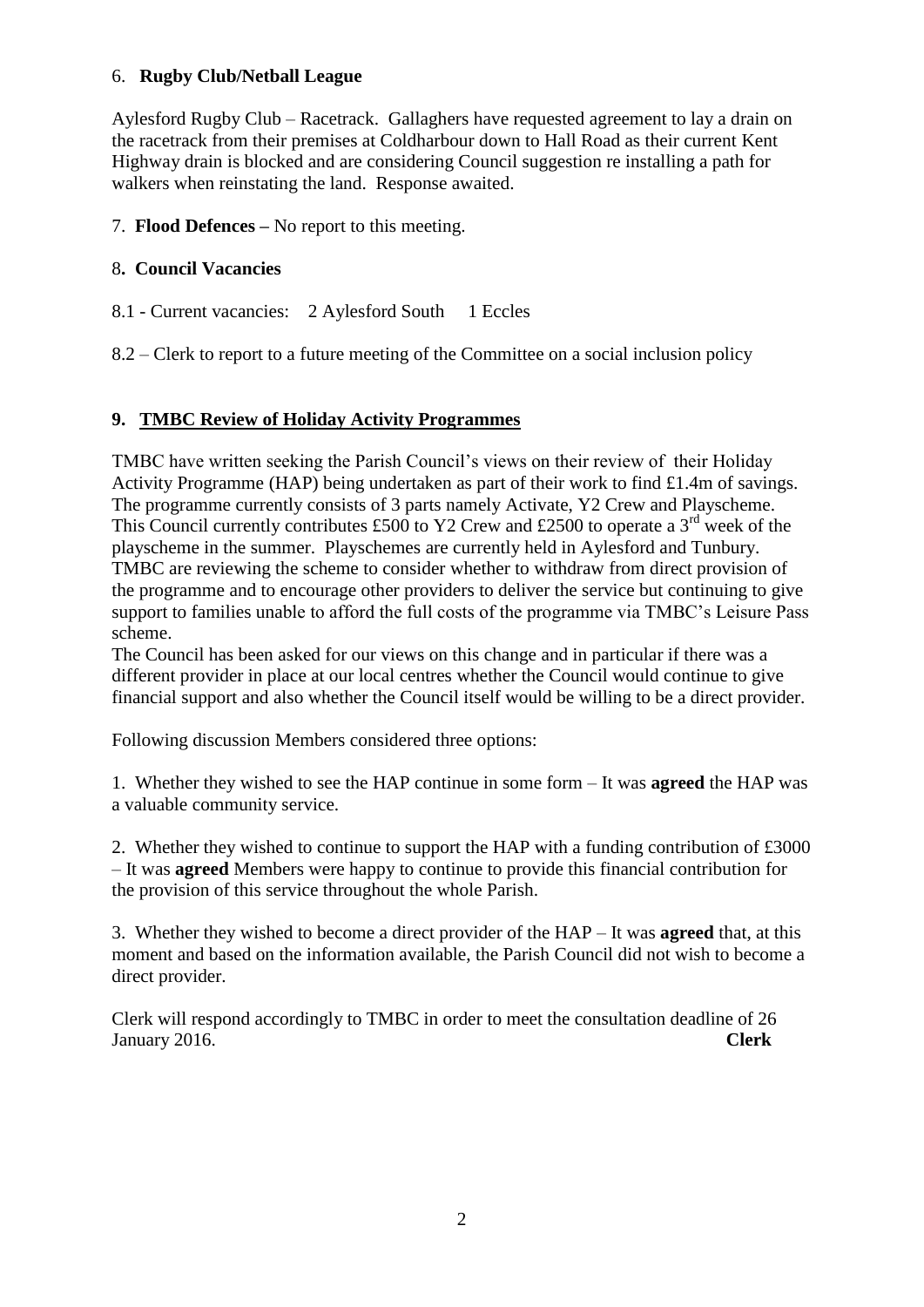6. **Rugby Club/Netball League**

Aylesford Rugby Club – Racetrack. Gallaghers have requested agreement to lay a drain on the racetrack from their premises at Coldharbour down to Hall Road as their current Kent Highway drain is blocked and are considering Council suggestion re installing a path for walkers when reinstating the land. Response awaited.

7. **Flood Defences –** No report to this meeting.

8**. Council Vacancies**

8.1 - Current vacancies: 2 Aylesford South 1 Eccles

8.2 – Clerk to report to a future meeting of the Committee on a social inclusion policy

**9. TMBC Review of Holiday Activity Programmes**

TMBC have written seeking the Parish Council's views on their review of their Holiday Activity Programme (HAP) being undertaken as part of their work to find £1.4m of savings. The programme currently consists of 3 parts namely Activate, Y2 Crew and Playscheme. This Council currently contributes £500 to Y2 Crew and £2500 to operate a 3rd week of the playscheme in the summer. Playschemes are currently held in Aylesford and Tunbury. TMBC are reviewing the scheme to consider whether to withdraw from direct provision of the programme and to encourage other providers to deliver the service but continuing to give support to families unable to afford the full costs of the programme via TMBC's Leisure Pass scheme.
The Council has been asked for our views on this change and in particular if there was a different provider in place at our local centres whether the Council would continue to give financial support and also whether the Council itself would be willing to be a direct provider.

Following discussion Members considered three options:

1. Whether they wished to see the HAP continue in some form – It was **agreed** the HAP was a valuable community service.

2. Whether they wished to continue to support the HAP with a funding contribution of £3000 – It was **agreed** Members were happy to continue to provide this financial contribution for the provision of this service throughout the whole Parish.

3. Whether they wished to become a direct provider of the HAP – It was **agreed** that, at this moment and based on the information available, the Parish Council did not wish to become a direct provider.

Clerk will respond accordingly to TMBC in order to meet the consultation deadline of 26 January 2016. **Clerk**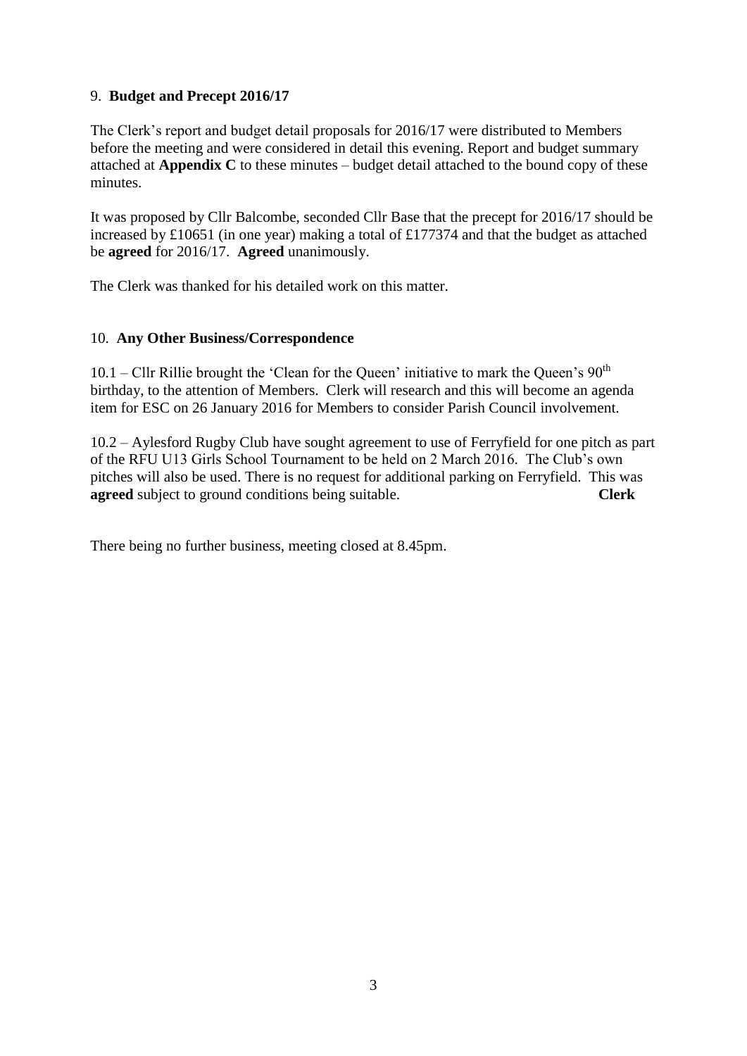## 9. **Budget and Precept 2016/17**

The Clerk's report and budget detail proposals for 2016/17 were distributed to Members before the meeting and were considered in detail this evening. Report and budget summary attached at **Appendix C** to these minutes – budget detail attached to the bound copy of these minutes.

It was proposed by Cllr Balcombe, seconded Cllr Base that the precept for 2016/17 should be increased by £10651 (in one year) making a total of £177374 and that the budget as attached be **agreed** for 2016/17. **Agreed** unanimously.

The Clerk was thanked for his detailed work on this matter.

## 10. **Any Other Business/Correspondence**

10.1 – Cllr Rillie brought the 'Clean for the Queen' initiative to mark the Queen's 90th birthday, to the attention of Members. Clerk will research and this will become an agenda item for ESC on 26 January 2016 for Members to consider Parish Council involvement.

10.2 – Aylesford Rugby Club have sought agreement to use of Ferryfield for one pitch as part of the RFU U13 Girls School Tournament to be held on 2 March 2016. The Club's own pitches will also be used. There is no request for additional parking on Ferryfield. This was **agreed** subject to ground conditions being suitable. **Clerk**

There being no further business, meeting closed at 8.45pm.